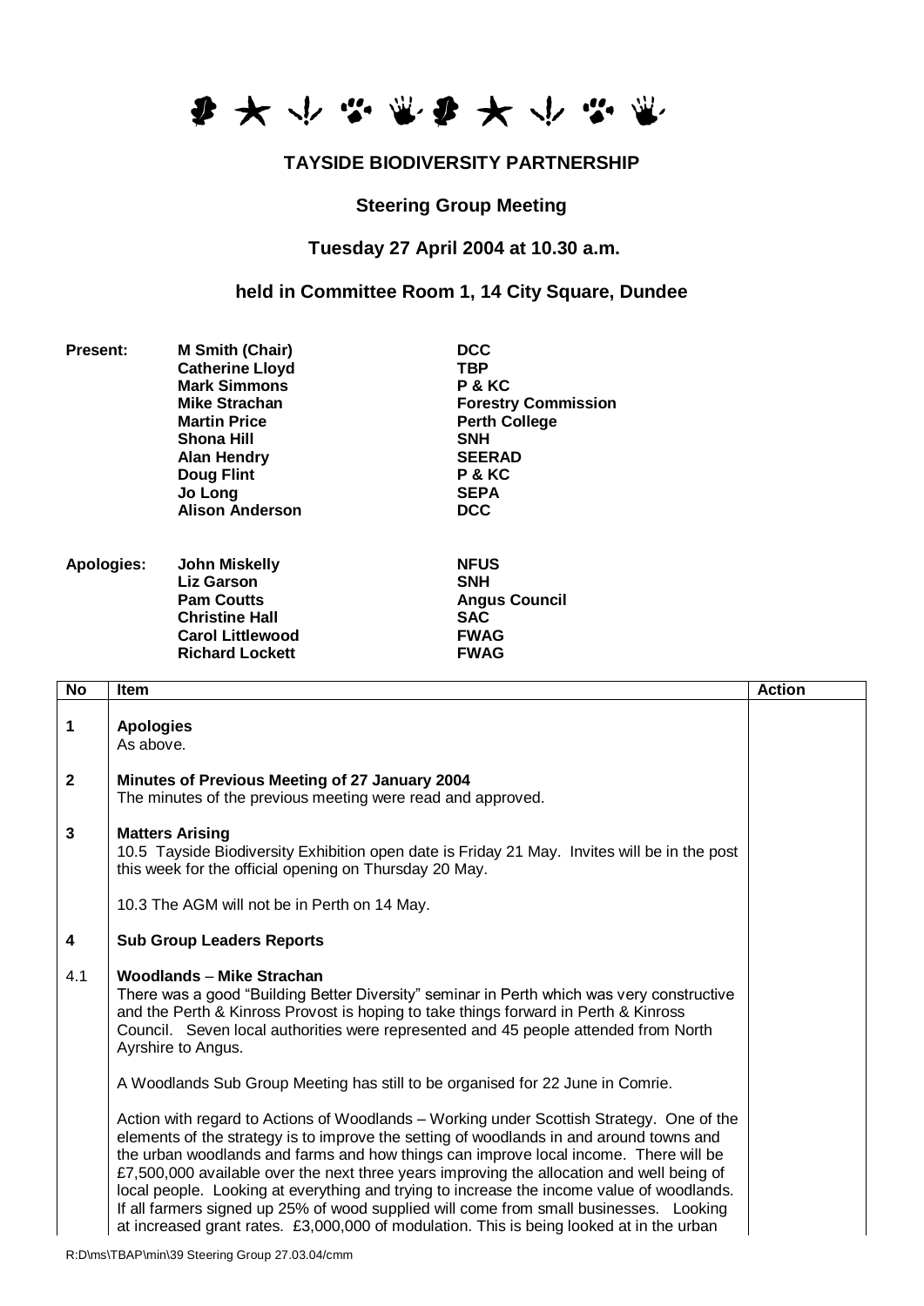# TAYSIDE BIODIVERSITY PARTNERSHIP

## Steering Group Meeting

## Tuesday 27 April 2004 at 10.30 a.m.

## held in Committee Room 1, 14 City Square, Dundee

| | | |
|---|---|---|
| **Present:** | **M Smith (Chair)** | **DCC** |
| | **Catherine Lloyd** | **TBP** |
| | **Mark Simmons** | **P & KC** |
| | **Mike Strachan** | **Forestry Commission** |
| | **Martin Price** | **Perth College** |
| | **Shona Hill** | **SNH** |
| | **Alan Hendry** | **SEERAD** |
| | **Doug Flint** | **P & KC** |
| | **Jo Long** | **SEPA** |
| | **Alison Anderson** | **DCC** |
| **Apologies:** | **John Miskelly** | **NFUS** |
| | **Liz Garson** | **SNH** |
| | **Pam Coutts** | **Angus Council** |
| | **Christine Hall** | **SAC** |
| | **Carol Littlewood** | **FWAG** |
| | **Richard Lockett** | **FWAG** |

| No | Item | Action |
|---|---|---|
| 1 | **Apologies**<br>As above. | |
| 2 | **Minutes of Previous Meeting of 27 January 2004**<br>The minutes of the previous meeting were read and approved. | |
| 3 | **Matters Arising**<br>10.5 Tayside Biodiversity Exhibition open date is Friday 21 May. Invites will be in the post this week for the official opening on Thursday 20 May.<br><br>10.3 The AGM will not be in Perth on 14 May. | |
| 4 | **Sub Group Leaders Reports** | |
| 4.1 | **Woodlands – Mike Strachan**<br>There was a good "Building Better Diversity" seminar in Perth which was very constructive and the Perth & Kinross Provost is hoping to take things forward in Perth & Kinross Council. Seven local authorities were represented and 45 people attended from North Ayrshire to Angus.<br><br>A Woodlands Sub Group Meeting has still to be organised for 22 June in Comrie.<br><br>Action with regard to Actions of Woodlands – Working under Scottish Strategy. One of the elements of the strategy is to improve the setting of woodlands in and around towns and the urban woodlands and farms and how things can improve local income. There will be £7,500,000 available over the next three years improving the allocation and well being of local people. Looking at everything and trying to increase the income value of woodlands. If all farmers signed up 25% of wood supplied will come from small businesses. Looking at increased grant rates. £3,000,000 of modulation. This is being looked at in the urban | |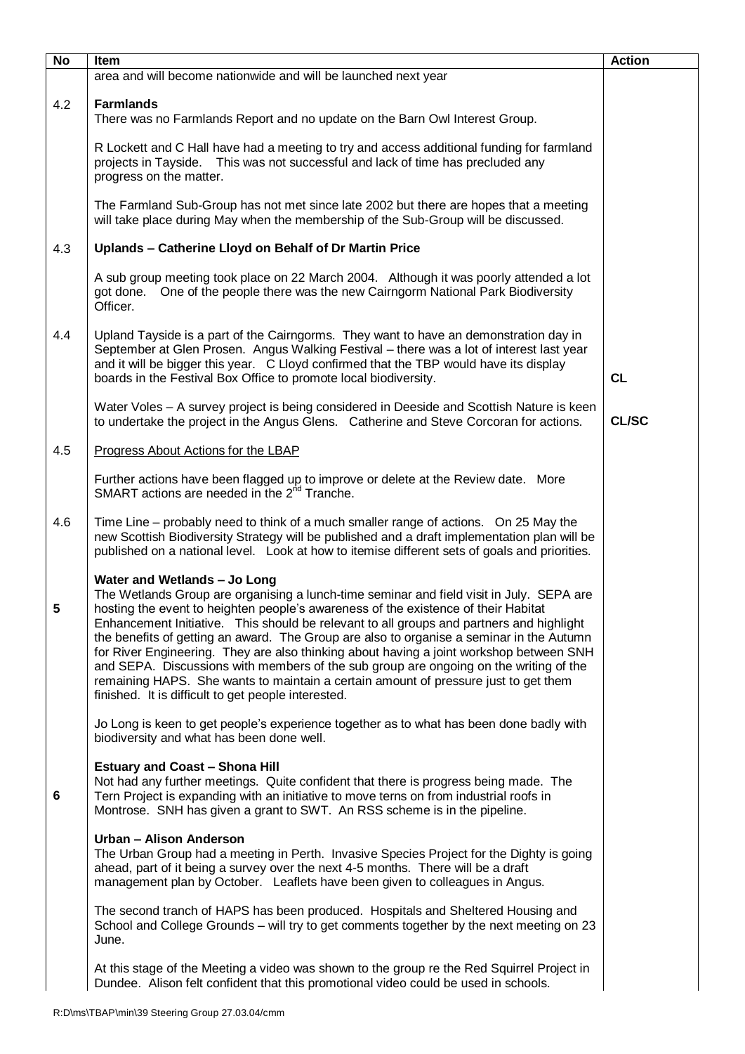| No | Item | Action |
|---|---|---|
| | area and will become nationwide and will be launched next year | |
| 4.2 | **Farmlands**<br>There was no Farmlands Report and no update on the Barn Owl Interest Group.<br><br>R Lockett and C Hall have had a meeting to try and access additional funding for farmland projects in Tayside. This was not successful and lack of time has precluded any progress on the matter.<br><br>The Farmland Sub-Group has not met since late 2002 but there are hopes that a meeting will take place during May when the membership of the Sub-Group will be discussed. | |
| 4.3 | **Uplands – Catherine Lloyd on Behalf of Dr Martin Price**<br><br>A sub group meeting took place on 22 March 2004. Although it was poorly attended a lot got done. One of the people there was the new Cairngorm National Park Biodiversity Officer. | |
| 4.4 | Upland Tayside is a part of the Cairngorms. They want to have an demonstration day in September at Glen Prosen. Angus Walking Festival – there was a lot of interest last year and it will be bigger this year. C Lloyd confirmed that the TBP would have its display boards in the Festival Box Office to promote local biodiversity. | **CL** |
| | Water Voles – A survey project is being considered in Deeside and Scottish Nature is keen to undertake the project in the Angus Glens. Catherine and Steve Corcoran for actions. | **CL/SC** |
| 4.5 | Progress About Actions for the LBAP<br><br>Further actions have been flagged up to improve or delete at the Review date. More SMART actions are needed in the 2nd Tranche. | |
| 4.6 | Time Line – probably need to think of a much smaller range of actions. On 25 May the new Scottish Biodiversity Strategy will be published and a draft implementation plan will be published on a national level. Look at how to itemise different sets of goals and priorities. | |
| **5** | **Water and Wetlands – Jo Long**<br>The Wetlands Group are organising a lunch-time seminar and field visit in July. SEPA are hosting the event to heighten people's awareness of the existence of their Habitat Enhancement Initiative. This should be relevant to all groups and partners and highlight the benefits of getting an award. The Group are also to organise a seminar in the Autumn for River Engineering. They are also thinking about having a joint workshop between SNH and SEPA. Discussions with members of the sub group are ongoing on the writing of the remaining HAPS. She wants to maintain a certain amount of pressure just to get them finished. It is difficult to get people interested.<br><br>Jo Long is keen to get people's experience together as to what has been done badly with biodiversity and what has been done well. | |
| **6** | **Estuary and Coast – Shona Hill**<br>Not had any further meetings. Quite confident that there is progress being made. The Tern Project is expanding with an initiative to move terns on from industrial roofs in Montrose. SNH has given a grant to SWT. An RSS scheme is in the pipeline.<br><br>**Urban – Alison Anderson**<br>The Urban Group had a meeting in Perth. Invasive Species Project for the Dighty is going ahead, part of it being a survey over the next 4-5 months. There will be a draft management plan by October. Leaflets have been given to colleagues in Angus.<br><br>The second tranch of HAPS has been produced. Hospitals and Sheltered Housing and School and College Grounds – will try to get comments together by the next meeting on 23 June.<br><br>At this stage of the Meeting a video was shown to the group re the Red Squirrel Project in Dundee. Alison felt confident that this promotional video could be used in schools. | |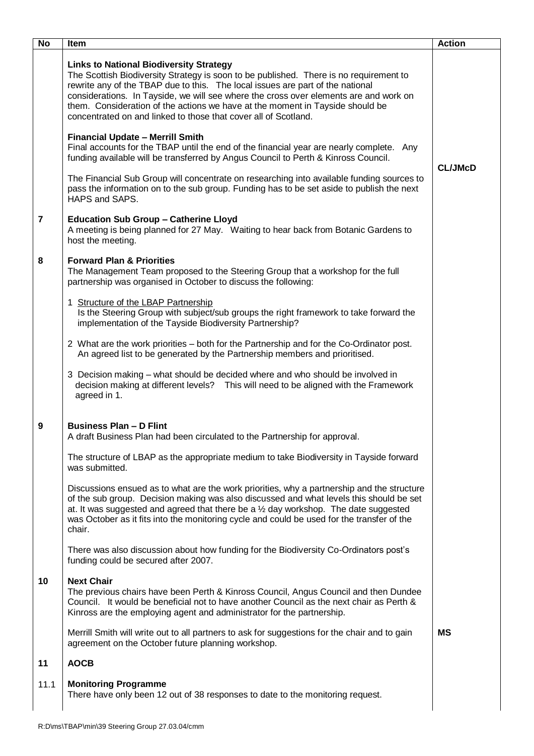| No | Item | Action |
|---|---|---|
| | **Links to National Biodiversity Strategy**<br>The Scottish Biodiversity Strategy is soon to be published. There is no requirement to rewrite any of the TBAP due to this. The local issues are part of the national considerations. In Tayside, we will see where the cross over elements are and work on them. Consideration of the actions we have at the moment in Tayside should be concentrated on and linked to those that cover all of Scotland.<br><br>**Financial Update – Merrill Smith**<br>Final accounts for the TBAP until the end of the financial year are nearly complete. Any funding available will be transferred by Angus Council to Perth & Kinross Council.<br><br>The Financial Sub Group will concentrate on researching into available funding sources to pass the information on to the sub group. Funding has to be set aside to publish the next HAPS and SAPS. | **CL/JMcD** |
| **7** | **Education Sub Group – Catherine Lloyd**<br>A meeting is being planned for 27 May. Waiting to hear back from Botanic Gardens to host the meeting. | |
| **8** | **Forward Plan & Priorities**<br>The Management Team proposed to the Steering Group that a workshop for the full partnership was organised in October to discuss the following:<br><br>1 Structure of the LBAP Partnership<br>Is the Steering Group with subject/sub groups the right framework to take forward the implementation of the Tayside Biodiversity Partnership?<br><br>2 What are the work priorities – both for the Partnership and for the Co-Ordinator post. An agreed list to be generated by the Partnership members and prioritised.<br><br>3 Decision making – what should be decided where and who should be involved in decision making at different levels? This will need to be aligned with the Framework agreed in 1. | |
| **9** | **Business Plan – D Flint**<br>A draft Business Plan had been circulated to the Partnership for approval.<br><br>The structure of LBAP as the appropriate medium to take Biodiversity in Tayside forward was submitted.<br><br>Discussions ensued as to what are the work priorities, why a partnership and the structure of the sub group. Decision making was also discussed and what levels this should be set at. It was suggested and agreed that there be a ½ day workshop. The date suggested was October as it fits into the monitoring cycle and could be used for the transfer of the chair.<br><br>There was also discussion about how funding for the Biodiversity Co-Ordinators post's funding could be secured after 2007. | |
| **10** | **Next Chair**<br>The previous chairs have been Perth & Kinross Council, Angus Council and then Dundee Council. It would be beneficial not to have another Council as the next chair as Perth & Kinross are the employing agent and administrator for the partnership.<br><br>Merrill Smith will write out to all partners to ask for suggestions for the chair and to gain agreement on the October future planning workshop. | **MS** |
| **11** | **AOCB** | |
| 11.1 | **Monitoring Programme**<br>There have only been 12 out of 38 responses to date to the monitoring request. | |

R:D\ms\TBAP\min\39 Steering Group 27.03.04/cmm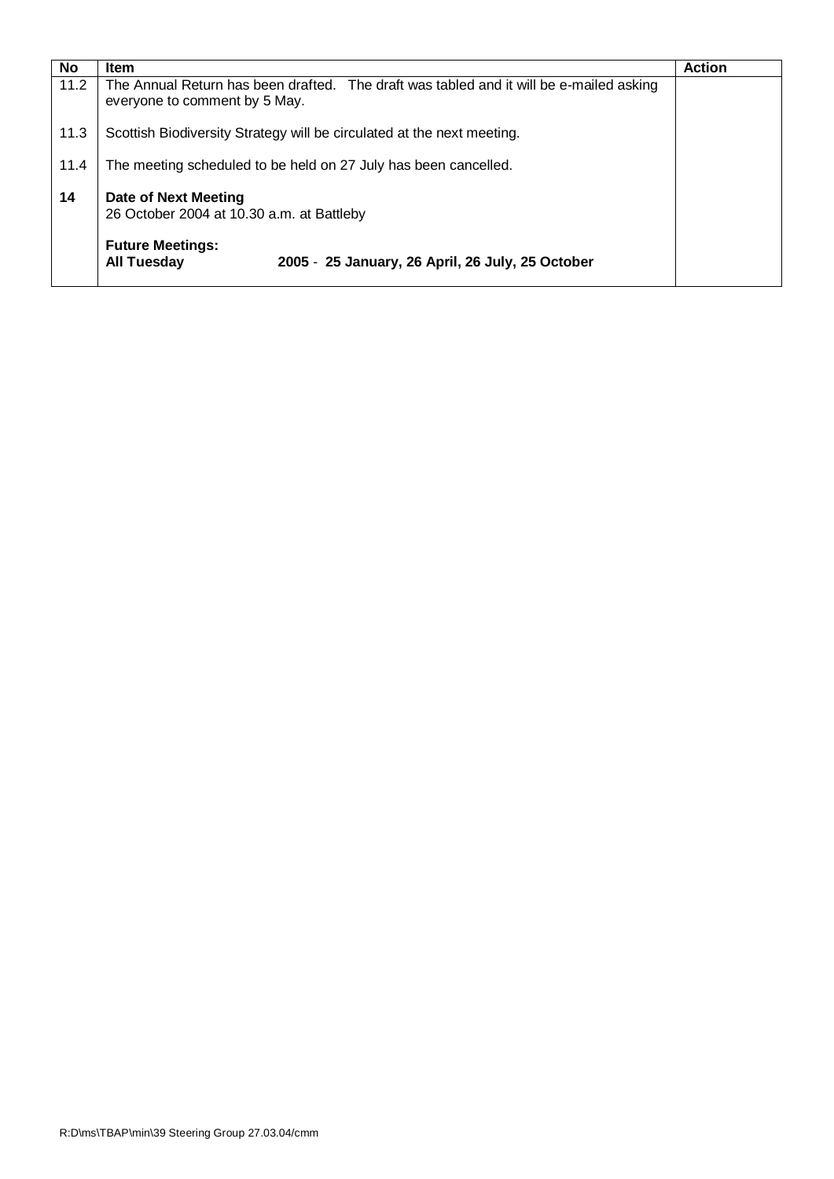| No | Item | Action |
|---|---|---|
| 11.2 | The Annual Return has been drafted. The draft was tabled and it will be e-mailed asking everyone to comment by 5 May. | |
| 11.3 | Scottish Biodiversity Strategy will be circulated at the next meeting. | |
| 11.4 | The meeting scheduled to be held on 27 July has been cancelled. | |
| **14** | **Date of Next Meeting**<br>26 October 2004 at 10.30 a.m. at Battleby<br><br>**Future Meetings:**<br>**All Tuesday** **2005 - 25 January, 26 April, 26 July, 25 October** | |

R:D\ms\TBAP\min\39 Steering Group 27.03.04/cmm